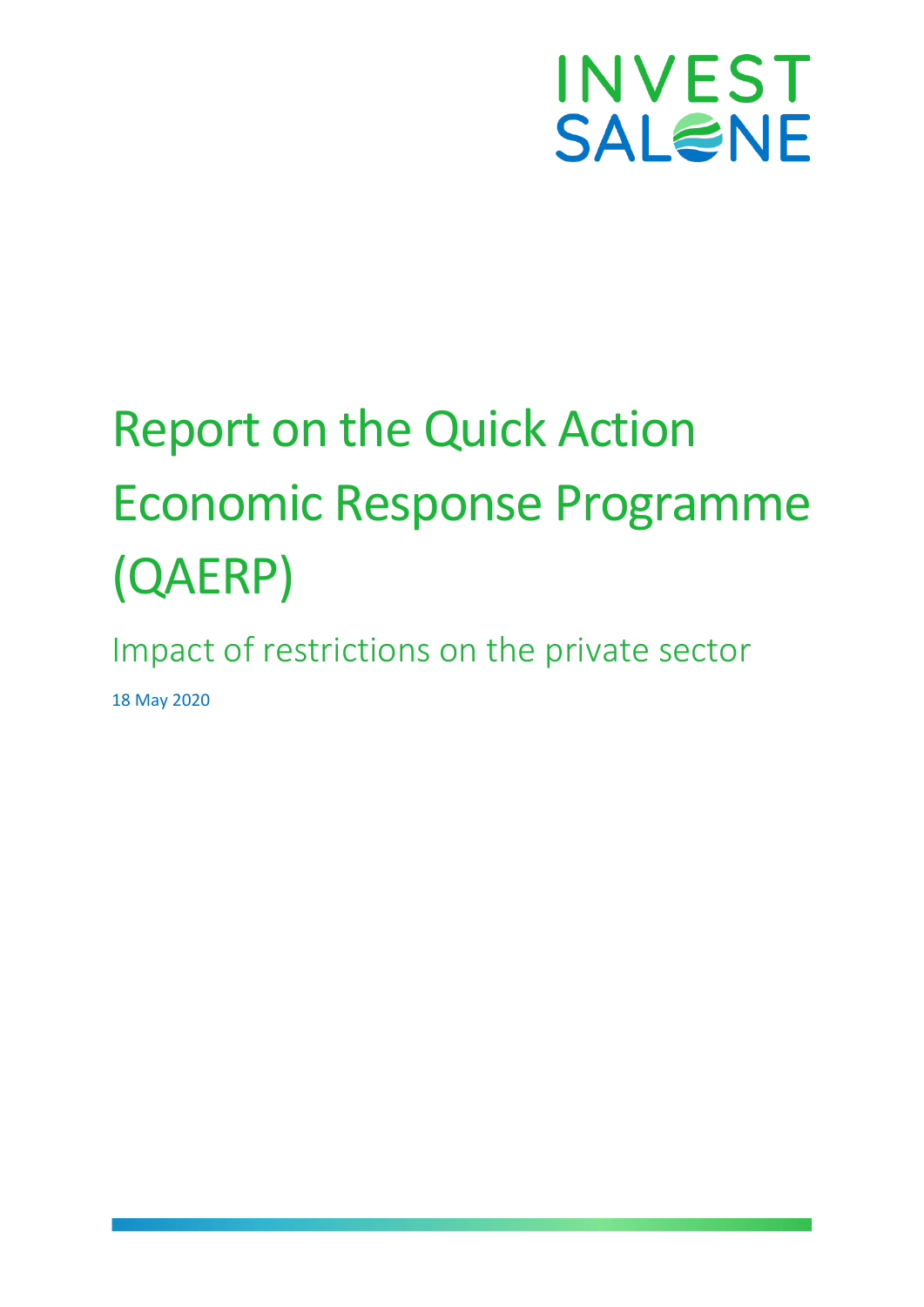INVEST SALONE

# Report on the Quick Action Economic Response Programme (QAERP)

## Impact of restrictions on the private sector

18 May 2020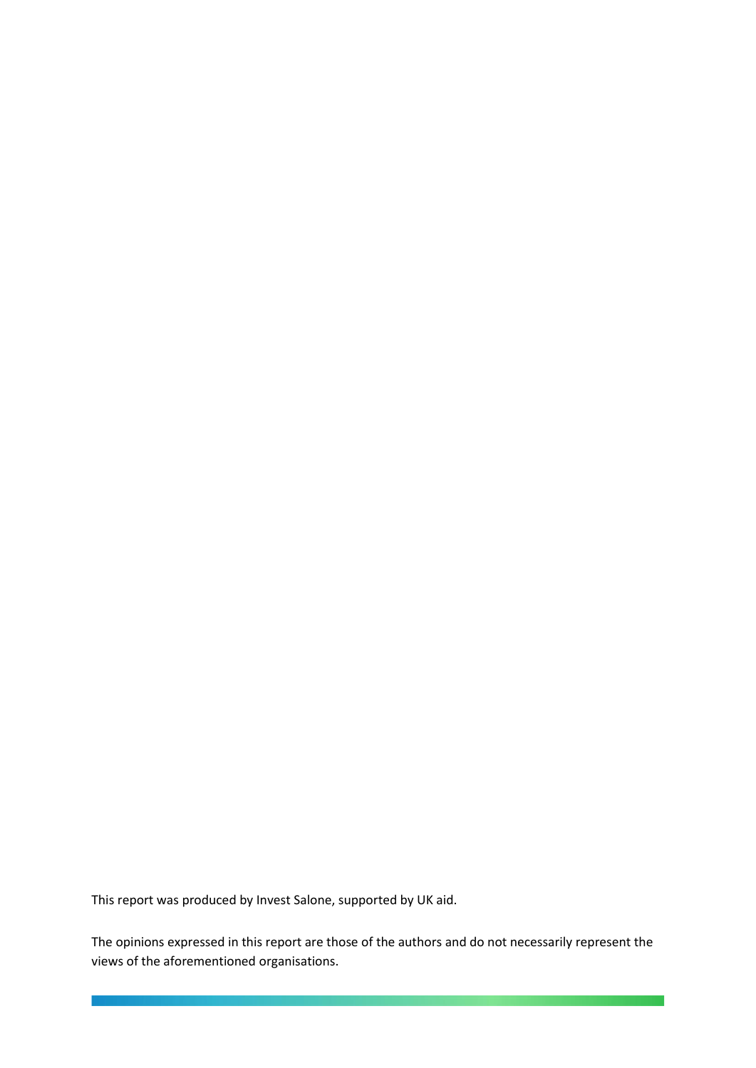This report was produced by Invest Salone, supported by UK aid.

The opinions expressed in this report are those of the authors and do not necessarily represent the views of the aforementioned organisations.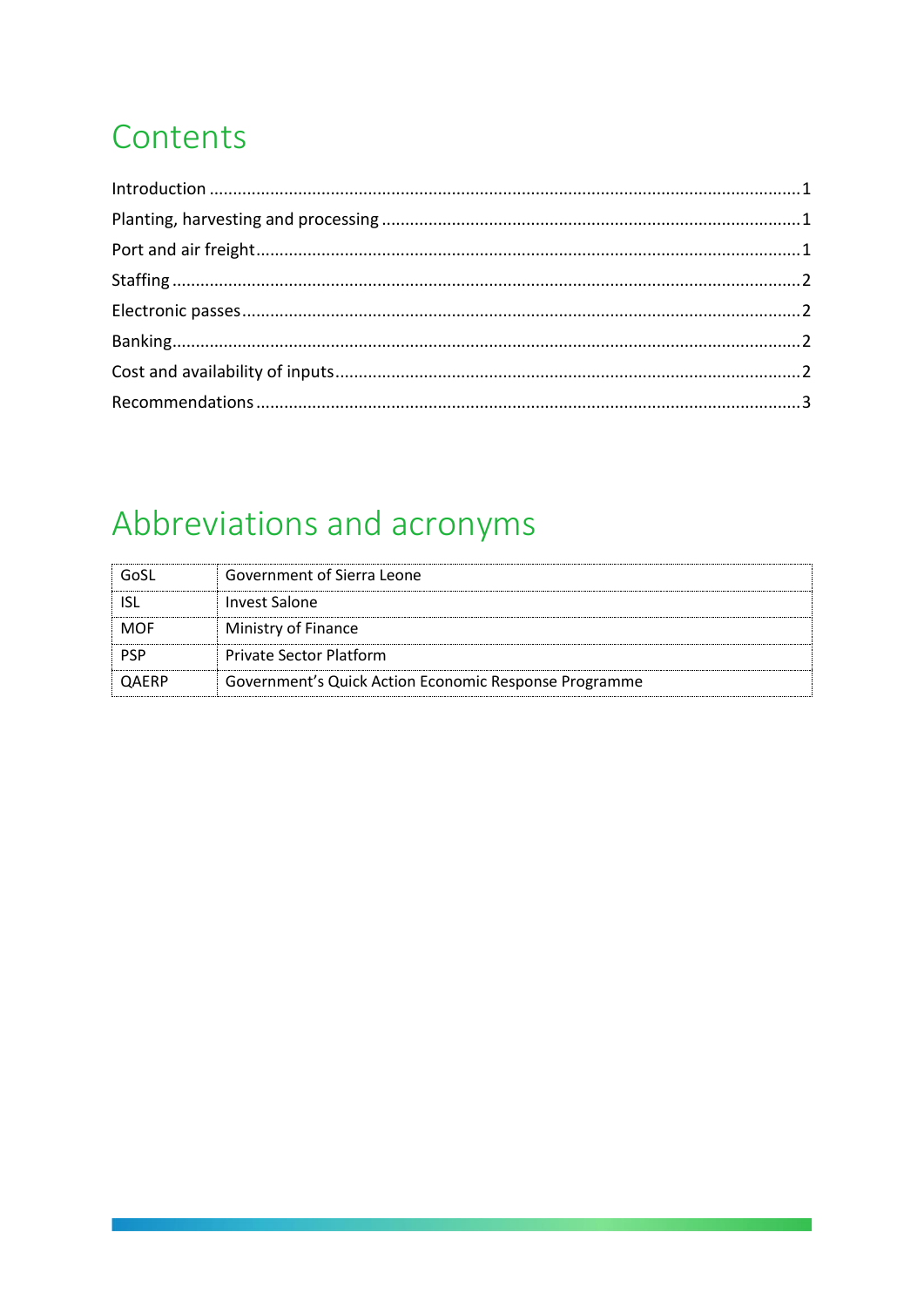# Contents

Introduction ........................................................................................................................1
Planting, harvesting and processing ....................................................................................1
Port and air freight..............................................................................................................1
Staffing ................................................................................................................................2
Electronic passes..................................................................................................................2
Banking................................................................................................................................2
Cost and availability of inputs..............................................................................................2
Recommendations ..............................................................................................................3

# Abbreviations and acronyms

| | |
|---|---|
| GoSL | Government of Sierra Leone |
| ISL | Invest Salone |
| MOF | Ministry of Finance |
| PSP | Private Sector Platform |
| QAERP | Government's Quick Action Economic Response Programme |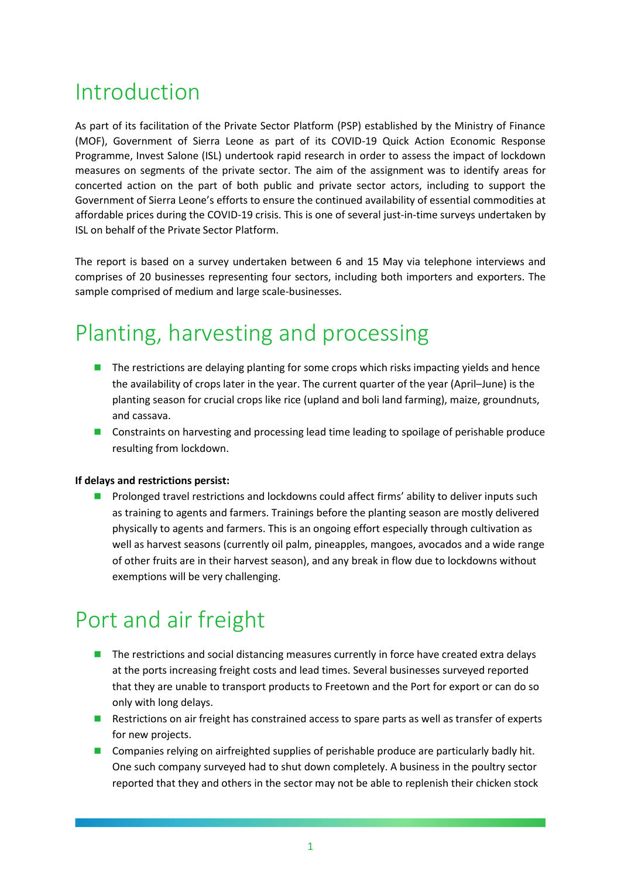# Introduction

As part of its facilitation of the Private Sector Platform (PSP) established by the Ministry of Finance (MOF), Government of Sierra Leone as part of its COVID-19 Quick Action Economic Response Programme, Invest Salone (ISL) undertook rapid research in order to assess the impact of lockdown measures on segments of the private sector. The aim of the assignment was to identify areas for concerted action on the part of both public and private sector actors, including to support the Government of Sierra Leone's efforts to ensure the continued availability of essential commodities at affordable prices during the COVID-19 crisis. This is one of several just-in-time surveys undertaken by ISL on behalf of the Private Sector Platform.

The report is based on a survey undertaken between 6 and 15 May via telephone interviews and comprises of 20 businesses representing four sectors, including both importers and exporters. The sample comprised of medium and large scale-businesses.

# Planting, harvesting and processing

- The restrictions are delaying planting for some crops which risks impacting yields and hence the availability of crops later in the year. The current quarter of the year (April–June) is the planting season for crucial crops like rice (upland and boli land farming), maize, groundnuts, and cassava.
- Constraints on harvesting and processing lead time leading to spoilage of perishable produce resulting from lockdown.

**If delays and restrictions persist:**

- Prolonged travel restrictions and lockdowns could affect firms' ability to deliver inputs such as training to agents and farmers. Trainings before the planting season are mostly delivered physically to agents and farmers. This is an ongoing effort especially through cultivation as well as harvest seasons (currently oil palm, pineapples, mangoes, avocados and a wide range of other fruits are in their harvest season), and any break in flow due to lockdowns without exemptions will be very challenging.

# Port and air freight

- The restrictions and social distancing measures currently in force have created extra delays at the ports increasing freight costs and lead times. Several businesses surveyed reported that they are unable to transport products to Freetown and the Port for export or can do so only with long delays.
- Restrictions on air freight has constrained access to spare parts as well as transfer of experts for new projects.
- Companies relying on airfreighted supplies of perishable produce are particularly badly hit. One such company surveyed had to shut down completely. A business in the poultry sector reported that they and others in the sector may not be able to replenish their chicken stock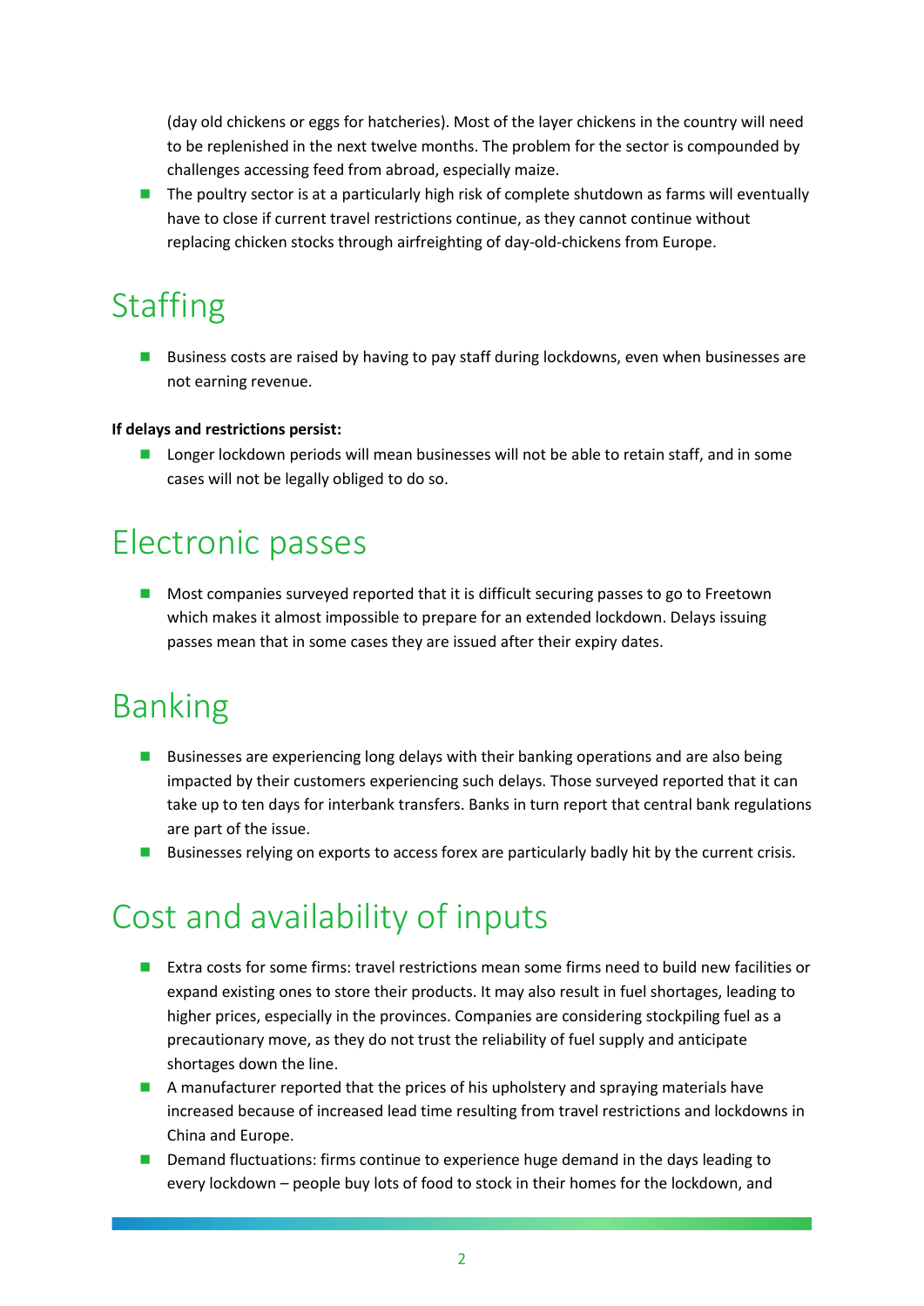(day old chickens or eggs for hatcheries). Most of the layer chickens in the country will need to be replenished in the next twelve months. The problem for the sector is compounded by challenges accessing feed from abroad, especially maize.

- The poultry sector is at a particularly high risk of complete shutdown as farms will eventually have to close if current travel restrictions continue, as they cannot continue without replacing chicken stocks through airfreighting of day-old-chickens from Europe.

# Staffing

- Business costs are raised by having to pay staff during lockdowns, even when businesses are not earning revenue.

**If delays and restrictions persist:**

- Longer lockdown periods will mean businesses will not be able to retain staff, and in some cases will not be legally obliged to do so.

# Electronic passes

- Most companies surveyed reported that it is difficult securing passes to go to Freetown which makes it almost impossible to prepare for an extended lockdown. Delays issuing passes mean that in some cases they are issued after their expiry dates.

# Banking

- Businesses are experiencing long delays with their banking operations and are also being impacted by their customers experiencing such delays. Those surveyed reported that it can take up to ten days for interbank transfers. Banks in turn report that central bank regulations are part of the issue.
- Businesses relying on exports to access forex are particularly badly hit by the current crisis.

# Cost and availability of inputs

- Extra costs for some firms: travel restrictions mean some firms need to build new facilities or expand existing ones to store their products. It may also result in fuel shortages, leading to higher prices, especially in the provinces. Companies are considering stockpiling fuel as a precautionary move, as they do not trust the reliability of fuel supply and anticipate shortages down the line.
- A manufacturer reported that the prices of his upholstery and spraying materials have increased because of increased lead time resulting from travel restrictions and lockdowns in China and Europe.
- Demand fluctuations: firms continue to experience huge demand in the days leading to every lockdown – people buy lots of food to stock in their homes for the lockdown, and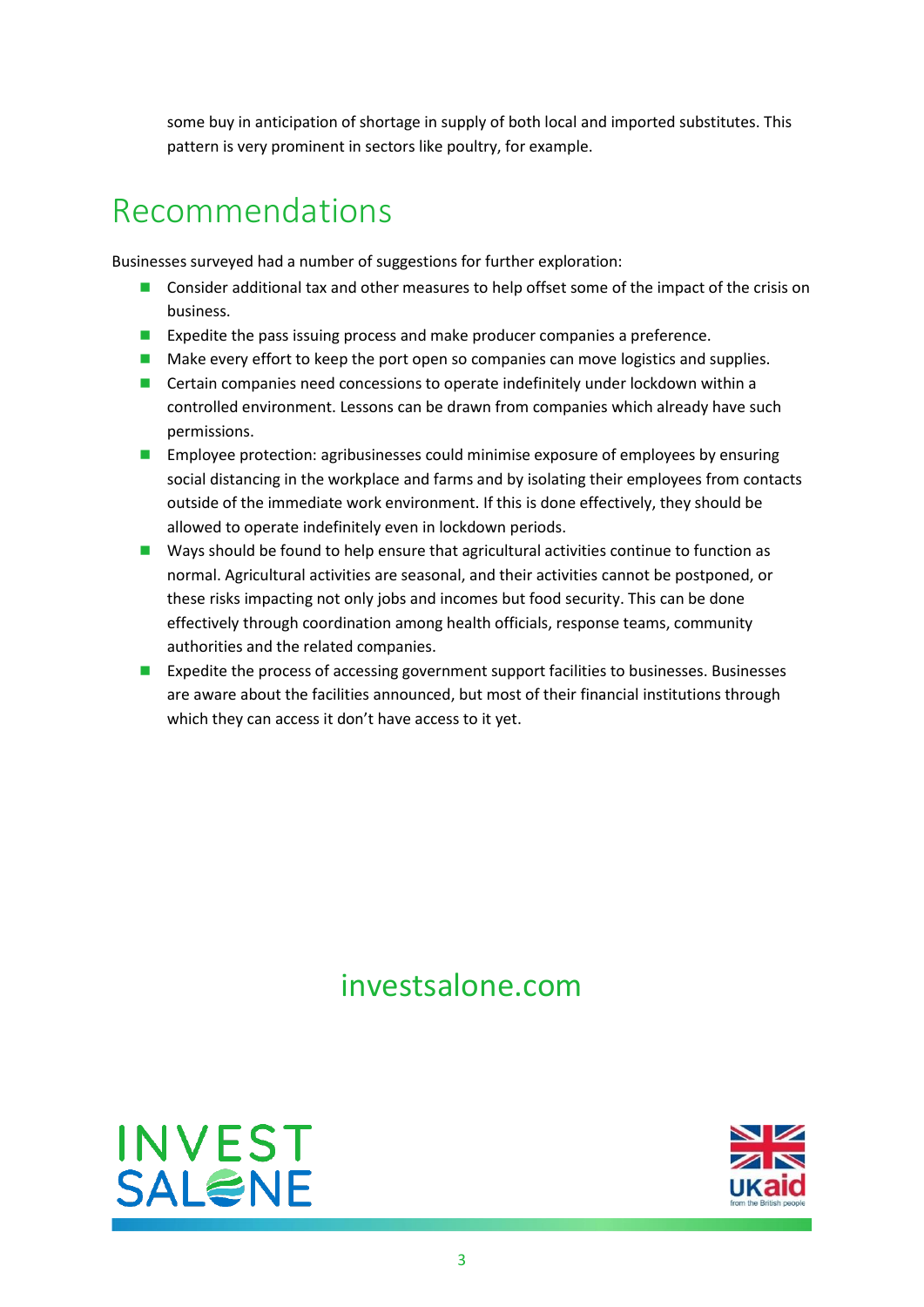some buy in anticipation of shortage in supply of both local and imported substitutes. This pattern is very prominent in sectors like poultry, for example.

# Recommendations

Businesses surveyed had a number of suggestions for further exploration:

- Consider additional tax and other measures to help offset some of the impact of the crisis on business.
- Expedite the pass issuing process and make producer companies a preference.
- Make every effort to keep the port open so companies can move logistics and supplies.
- Certain companies need concessions to operate indefinitely under lockdown within a controlled environment. Lessons can be drawn from companies which already have such permissions.
- Employee protection: agribusinesses could minimise exposure of employees by ensuring social distancing in the workplace and farms and by isolating their employees from contacts outside of the immediate work environment. If this is done effectively, they should be allowed to operate indefinitely even in lockdown periods.
- Ways should be found to help ensure that agricultural activities continue to function as normal. Agricultural activities are seasonal, and their activities cannot be postponed, or these risks impacting not only jobs and incomes but food security. This can be done effectively through coordination among health officials, response teams, community authorities and the related companies.
- Expedite the process of accessing government support facilities to businesses. Businesses are aware about the facilities announced, but most of their financial institutions through which they can access it don't have access to it yet.

investsalone.com

INVEST SALONE

UKaid from the British people